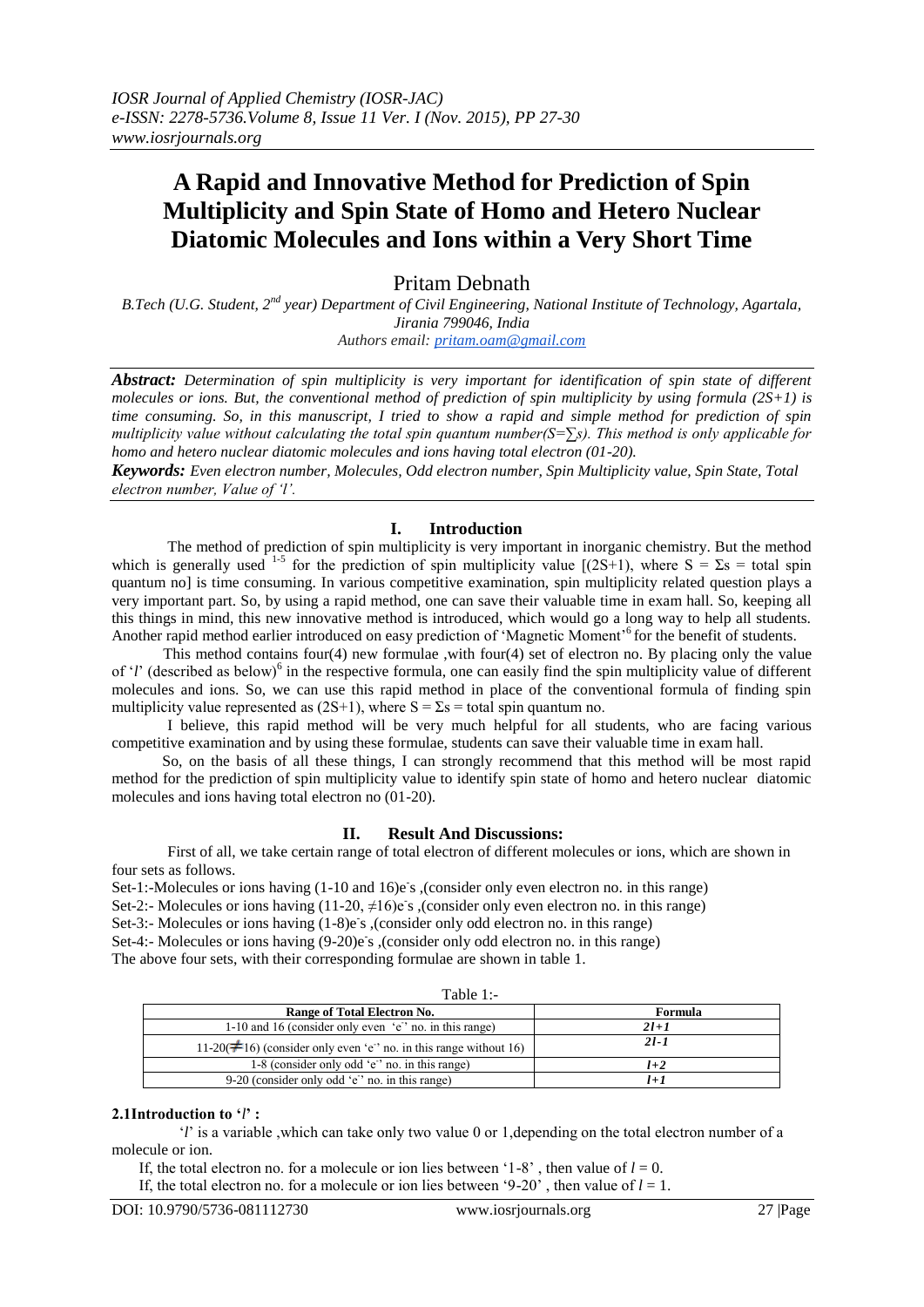# A Rapid and Innovative Method for Prediction of Spin Multiplicity and Spin State of Homo and Hetero Nuclear Diatomic Molecules and Ions within a Very Short Time

Pritam Debnath

*B.Tech (U.G. Student, 2nd year) Department of Civil Engineering, National Institute of Technology, Agartala, Jirania 799046, India*
*Authors email: pritam.oam@gmail.com*

***Abstract:*** *Determination of spin multiplicity is very important for identification of spin state of different molecules or ions. But, the conventional method of prediction of spin multiplicity by using formula (2S+1) is time consuming. So, in this manuscript, I tried to show a rapid and simple method for prediction of spin multiplicity value without calculating the total spin quantum number($S=\sum s$). This method is only applicable for homo and hetero nuclear diatomic molecules and ions having total electron (01-20).*

***Keywords:*** *Even electron number, Molecules, Odd electron number, Spin Multiplicity value, Spin State, Total electron number, Value of 'l'.*

## I. Introduction

The method of prediction of spin multiplicity is very important in inorganic chemistry. But the method which is generally used [1-5] for the prediction of spin multiplicity value [(2S+1), where $S = \Sigma s$ = total spin quantum no] is time consuming. In various competitive examination, spin multiplicity related question plays a very important part. So, by using a rapid method, one can save their valuable time in exam hall. So, keeping all this things in mind, this new innovative method is introduced, which would go a long way to help all students. Another rapid method earlier introduced on easy prediction of 'Magnetic Moment'[6] for the benefit of students.

This method contains four(4) new formulae ,with four(4) set of electron no. By placing only the value of '$l$' (described as below)[6] in the respective formula, one can easily find the spin multiplicity value of different molecules and ions. So, we can use this rapid method in place of the conventional formula of finding spin multiplicity value represented as (2S+1), where $S = \Sigma s$ = total spin quantum no.

I believe, this rapid method will be very much helpful for all students, who are facing various competitive examination and by using these formulae, students can save their valuable time in exam hall.

So, on the basis of all these things, I can strongly recommend that this method will be most rapid method for the prediction of spin multiplicity value to identify spin state of homo and hetero nuclear diatomic molecules and ions having total electron no (01-20).

## II. Result And Discussions:

First of all, we take certain range of total electron of different molecules or ions, which are shown in four sets as follows.

Set-1:-Molecules or ions having (1-10 and 16)$e^-$s ,(consider only even electron no. in this range)

Set-2:- Molecules or ions having (11-20, ≠16)$e^-$s ,(consider only even electron no. in this range)

Set-3:- Molecules or ions having (1-8)$e^-$s ,(consider only odd electron no. in this range)

Set-4:- Molecules or ions having (9-20)$e^-$s ,(consider only odd electron no. in this range)

The above four sets, with their corresponding formulae are shown in table 1.

Table 1:-

| Range of Total Electron No. | Formula |
|---|---|
| 1-10 and 16 (consider only even '$e^-$' no. in this range) | $2l+1$ |
| 11-20(≠16) (consider only even '$e^-$' no. in this range without 16) | $2l-1$ |
| 1-8 (consider only odd '$e^-$' no. in this range) | $l+2$ |
| 9-20 (consider only odd '$e^-$' no. in this range) | $l+1$ |

### 2.1 Introduction to '$l$' :

'$l$' is a variable ,which can take only two value 0 or 1,depending on the total electron number of a molecule or ion.

If, the total electron no. for a molecule or ion lies between '1-8' , then value of $l = 0$.

If, the total electron no. for a molecule or ion lies between '9-20' , then value of $l = 1$.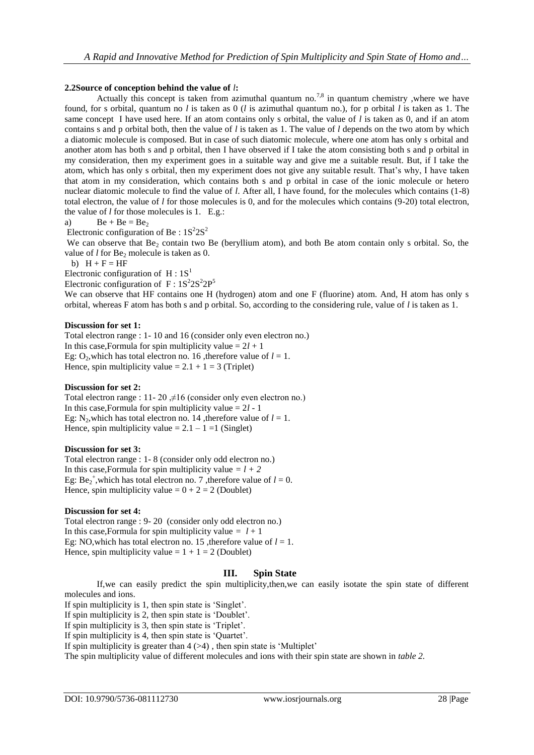**2.2Source of conception behind the value of *l*:**

Actually this concept is taken from azimuthal quantum no.[7,8] in quantum chemistry ,where we have found, for s orbital, quantum no *l* is taken as 0 (*l* is azimuthal quantum no.), for p orbital *l* is taken as 1. The same concept I have used here. If an atom contains only s orbital, the value of *l* is taken as 0, and if an atom contains s and p orbital both, then the value of *l* is taken as 1. The value of *l* depends on the two atom by which a diatomic molecule is composed. But in case of such diatomic molecule, where one atom has only s orbital and another atom has both s and p orbital, then I have observed if I take the atom consisting both s and p orbital in my consideration, then my experiment goes in a suitable way and give me a suitable result. But, if I take the atom, which has only s orbital, then my experiment does not give any suitable result. That's why, I have taken that atom in my consideration, which contains both s and p orbital in case of the ionic molecule or hetero nuclear diatomic molecule to find the value of *l*. After all, I have found, for the molecules which contains (1-8) total electron, the value of *l* for those molecules is 0, and for the molecules which contains (9-20) total electron, the value of *l* for those molecules is 1. E.g.:

a) $Be + Be = Be_2$

Electronic configuration of Be : $1S^2 2S^2$

We can observe that $Be_2$ contain two Be (beryllium atom), and both Be atom contain only s orbital. So, the value of *l* for $Be_2$ molecule is taken as 0.

b) $H + F = HF$

Electronic configuration of H : $1S^1$

Electronic configuration of F : $1S^2 2S^2 2P^5$

We can observe that HF contains one H (hydrogen) atom and one F (fluorine) atom. And, H atom has only s orbital, whereas F atom has both s and p orbital. So, according to the considering rule, value of *l* is taken as 1.

**Discussion for set 1:**

Total electron range : 1- 10 and 16 (consider only even electron no.)
In this case,Formula for spin multiplicity value = $2l + 1$
Eg: $O_2$,which has total electron no. 16 ,therefore value of $l = 1$.
Hence, spin multiplicity value = $2.1 + 1 = 3$ (Triplet)

**Discussion for set 2:**

Total electron range : 11- 20 ,≠16 (consider only even electron no.)
In this case,Formula for spin multiplicity value = $2l - 1$
Eg: $N_2$,which has total electron no. 14 ,therefore value of $l = 1$.
Hence, spin multiplicity value = $2.1 - 1 = 1$ (Singlet)

**Discussion for set 3:**

Total electron range : 1- 8 (consider only odd electron no.)
In this case,Formula for spin multiplicity value = $l + 2$
Eg: $Be_2^+$,which has total electron no. 7 ,therefore value of $l = 0$.
Hence, spin multiplicity value = $0 + 2 = 2$ (Doublet)

**Discussion for set 4:**

Total electron range : 9- 20 (consider only odd electron no.)
In this case,Formula for spin multiplicity value = $l + 1$
Eg: NO,which has total electron no. 15 ,therefore value of $l = 1$.
Hence, spin multiplicity value = $1 + 1 = 2$ (Doublet)

## III. Spin State

If,we can easily predict the spin multiplicity,then,we can easily isotate the spin state of different molecules and ions.

If spin multiplicity is 1, then spin state is 'Singlet'.
If spin multiplicity is 2, then spin state is 'Doublet'.
If spin multiplicity is 3, then spin state is 'Triplet'.
If spin multiplicity is 4, then spin state is 'Quartet'.
If spin multiplicity is greater than 4 (>4) , then spin state is 'Multiplet'

The spin multiplicity value of different molecules and ions with their spin state are shown in *table 2*.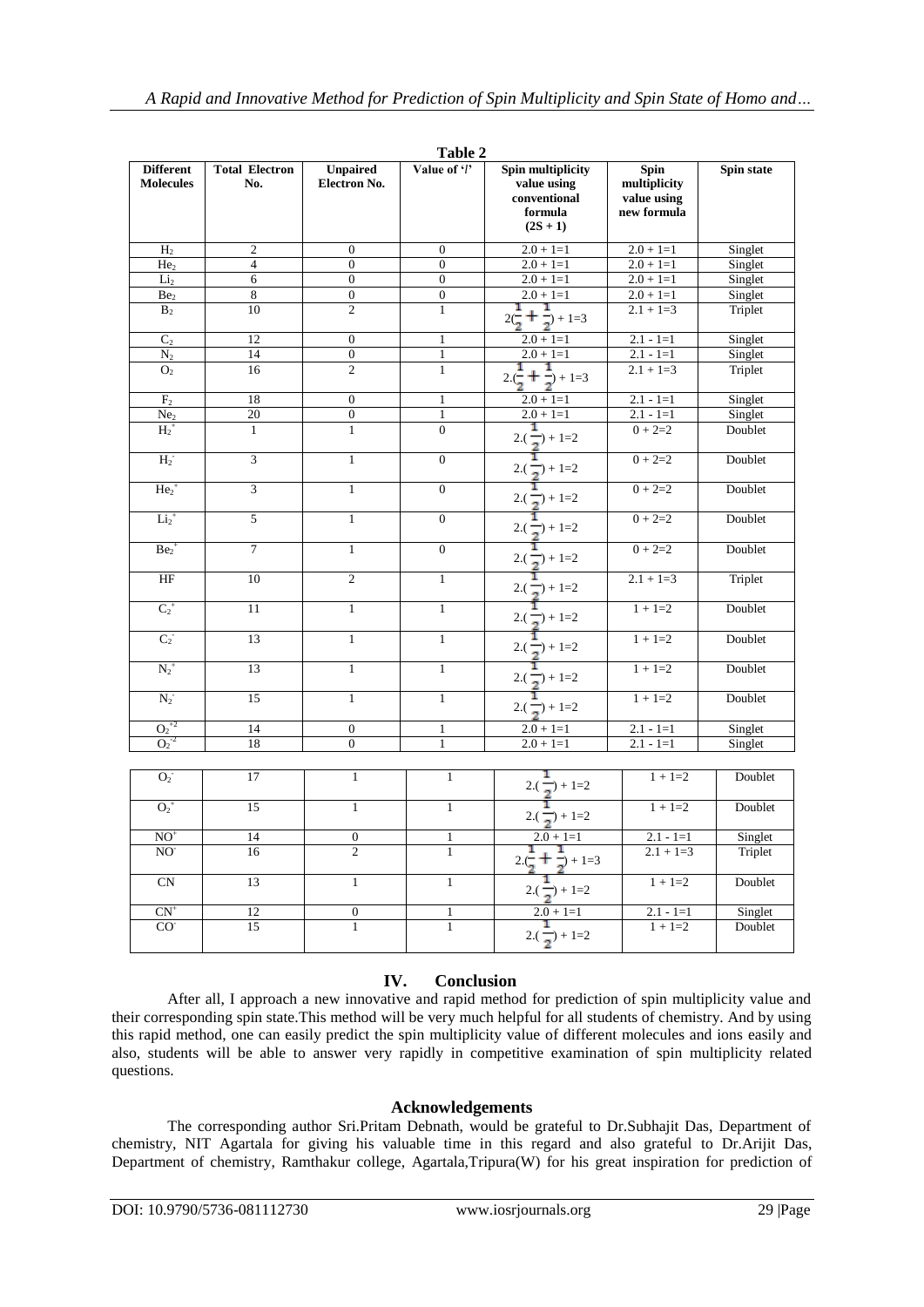**Table 2**

| Different Molecules | Total Electron No. | Unpaired Electron No. | Value of '*l*' | Spin multiplicity value using conventional formula (2S + 1) | Spin multiplicity value using new formula | Spin state |
|---|---|---|---|---|---|---|
| $H_2$ | 2 | 0 | 0 | 2.0 + 1=1 | 2.0 + 1=1 | Singlet |
| $He_2$ | 4 | 0 | 0 | 2.0 + 1=1 | 2.0 + 1=1 | Singlet |
| $Li_2$ | 6 | 0 | 0 | 2.0 + 1=1 | 2.0 + 1=1 | Singlet |
| $Be_2$ | 8 | 0 | 0 | 2.0 + 1=1 | 2.0 + 1=1 | Singlet |
| $B_2$ | 10 | 2 | 1 | $2(\frac{1}{2}+\frac{1}{2})+1=3$ | 2.1 + 1=3 | Triplet |
| $C_2$ | 12 | 0 | 1 | 2.0 + 1=1 | 2.1 - 1=1 | Singlet |
| $N_2$ | 14 | 0 | 1 | 2.0 + 1=1 | 2.1 - 1=1 | Singlet |
| $O_2$ | 16 | 2 | 1 | $2.(\frac{1}{2}+\frac{1}{2})+1=3$ | 2.1 + 1=3 | Triplet |
| $F_2$ | 18 | 0 | 1 | 2.0 + 1=1 | 2.1 - 1=1 | Singlet |
| $Ne_2$ | 20 | 0 | 1 | 2.0 + 1=1 | 2.1 - 1=1 | Singlet |
| $H_2^+$ | 1 | 1 | 0 | $2.(\frac{1}{2})+1=2$ | 0 + 2=2 | Doublet |
| $H_2^-$ | 3 | 1 | 0 | $2.(\frac{1}{2})+1=2$ | 0 + 2=2 | Doublet |
| $He_2^+$ | 3 | 1 | 0 | $2.(\frac{1}{2})+1=2$ | 0 + 2=2 | Doublet |
| $Li_2^+$ | 5 | 1 | 0 | $2.(\frac{1}{2})+1=2$ | 0 + 2=2 | Doublet |
| $Be_2^+$ | 7 | 1 | 0 | $2.(\frac{1}{2})+1=2$ | 0 + 2=2 | Doublet |
| HF | 10 | 2 | 1 | $2.(\frac{1}{2})+1=2$ | 2.1 + 1=3 | Triplet |
| $C_2^+$ | 11 | 1 | 1 | $2.(\frac{1}{2})+1=2$ | 1 + 1=2 | Doublet |
| $C_2^-$ | 13 | 1 | 1 | $2.(\frac{1}{2})+1=2$ | 1 + 1=2 | Doublet |
| $N_2^+$ | 13 | 1 | 1 | $2.(\frac{1}{2})+1=2$ | 1 + 1=2 | Doublet |
| $N_2^-$ | 15 | 1 | 1 | $2.(\frac{1}{2})+1=2$ | 1 + 1=2 | Doublet |
| $O_2^{+2}$ | 14 | 0 | 1 | 2.0 + 1=1 | 2.1 - 1=1 | Singlet |
| $O_2^{-2}$ | 18 | 0 | 1 | 2.0 + 1=1 | 2.1 - 1=1 | Singlet |
| $O_2^-$ | 17 | 1 | 1 | $2.(\frac{1}{2})+1=2$ | 1 + 1=2 | Doublet |
| $O_2^+$ | 15 | 1 | 1 | $2.(\frac{1}{2})+1=2$ | 1 + 1=2 | Doublet |
| $NO^+$ | 14 | 0 | 1 | 2.0 + 1=1 | 2.1 - 1=1 | Singlet |
| $NO^-$ | 16 | 2 | 1 | $2.(\frac{1}{2}+\frac{1}{2})+1=3$ | 2.1 + 1=3 | Triplet |
| CN | 13 | 1 | 1 | $2.(\frac{1}{2})+1=2$ | 1 + 1=2 | Doublet |
| $CN^+$ | 12 | 0 | 1 | 2.0 + 1=1 | 2.1 - 1=1 | Singlet |
| $CO^-$ | 15 | 1 | 1 | $2.(\frac{1}{2})+1=2$ | 1 + 1=2 | Doublet |

## IV. Conclusion

After all, I approach a new innovative and rapid method for prediction of spin multiplicity value and their corresponding spin state.This method will be very much helpful for all students of chemistry. And by using this rapid method, one can easily predict the spin multiplicity value of different molecules and ions easily and also, students will be able to answer very rapidly in competitive examination of spin multiplicity related questions.

## Acknowledgements

The corresponding author Sri.Pritam Debnath, would be grateful to Dr.Subhajit Das, Department of chemistry, NIT Agartala for giving his valuable time in this regard and also grateful to Dr.Arijit Das, Department of chemistry, Ramthakur college, Agartala,Tripura(W) for his great inspiration for prediction of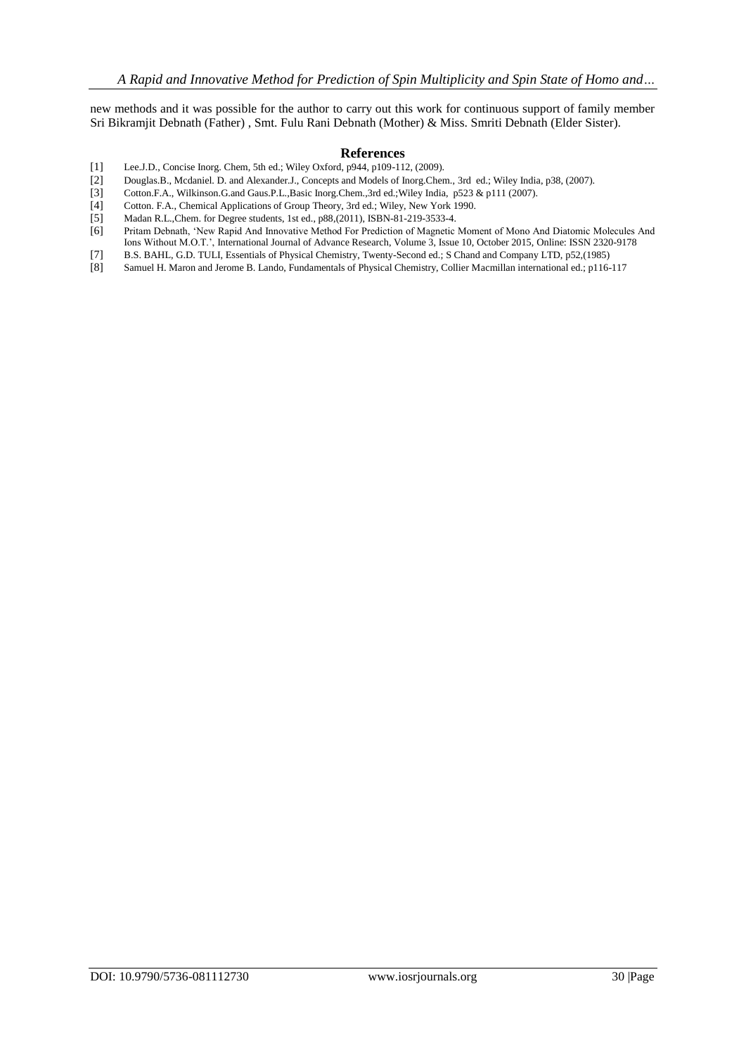new methods and it was possible for the author to carry out this work for continuous support of family member Sri Bikramjit Debnath (Father) , Smt. Fulu Rani Debnath (Mother) & Miss. Smriti Debnath (Elder Sister).

## References

[1] Lee.J.D., Concise Inorg. Chem, 5th ed.; Wiley Oxford, p944, p109-112, (2009).

[2] Douglas.B., Mcdaniel. D. and Alexander.J., Concepts and Models of Inorg.Chem., 3rd ed.; Wiley India, p38, (2007).

[3] Cotton.F.A., Wilkinson.G.and Gaus.P.L.,Basic Inorg.Chem.,3rd ed.;Wiley India, p523 & p111 (2007).

[4] Cotton. F.A., Chemical Applications of Group Theory, 3rd ed.; Wiley, New York 1990.

[5] Madan R.L.,Chem. for Degree students, 1st ed., p88,(2011), ISBN-81-219-3533-4.

[6] Pritam Debnath, 'New Rapid And Innovative Method For Prediction of Magnetic Moment of Mono And Diatomic Molecules And Ions Without M.O.T.', International Journal of Advance Research, Volume 3, Issue 10, October 2015, Online: ISSN 2320-9178

[7] B.S. BAHL, G.D. TULI, Essentials of Physical Chemistry, Twenty-Second ed.; S Chand and Company LTD, p52,(1985)

[8] Samuel H. Maron and Jerome B. Lando, Fundamentals of Physical Chemistry, Collier Macmillan international ed.; p116-117